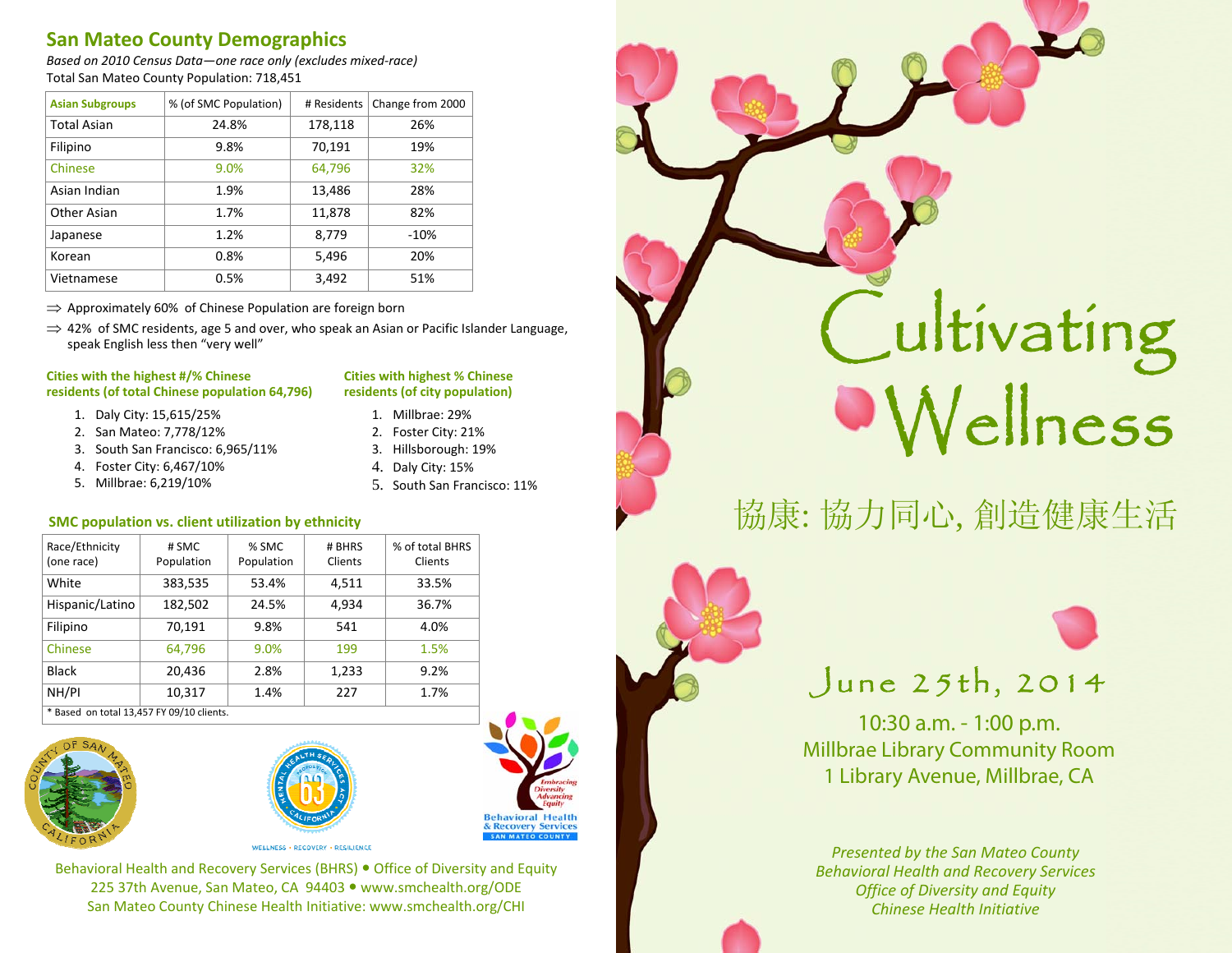## San Mateo County Demographics

*Based on 2010 Census Data—one race only (excludes mixed-race)*
Total San Mateo County Population: 718,451

| Asian Subgroups | % (of SMC Population) | # Residents | Change from 2000 |
|---|---|---|---|
| Total Asian | 24.8% | 178,118 | 26% |
| Filipino | 9.8% | 70,191 | 19% |
| Chinese | 9.0% | 64,796 | 32% |
| Asian Indian | 1.9% | 13,486 | 28% |
| Other Asian | 1.7% | 11,878 | 82% |
| Japanese | 1.2% | 8,779 | -10% |
| Korean | 0.8% | 5,496 | 20% |
| Vietnamese | 0.5% | 3,492 | 51% |

⇒ Approximately 60% of Chinese Population are foreign born

⇒ 42% of SMC residents, age 5 and over, who speak an Asian or Pacific Islander Language, speak English less then "very well"

**Cities with the highest #/% Chinese residents (of total Chinese population 64,796)**

1. Daly City: 15,615/25%
2. San Mateo: 7,778/12%
3. South San Francisco: 6,965/11%
4. Foster City: 6,467/10%
5. Millbrae: 6,219/10%

**Cities with highest % Chinese residents (of city population)**

1. Millbrae: 29%
2. Foster City: 21%
3. Hillsborough: 19%
4. Daly City: 15%
5. South San Francisco: 11%

### SMC population vs. client utilization by ethnicity

| Race/Ethnicity (one race) | # SMC Population | % SMC Population | # BHRS Clients | % of total BHRS Clients |
|---|---|---|---|---|
| White | 383,535 | 53.4% | 4,511 | 33.5% |
| Hispanic/Latino | 182,502 | 24.5% | 4,934 | 36.7% |
| Filipino | 70,191 | 9.8% | 541 | 4.0% |
| Chinese | 64,796 | 9.0% | 199 | 1.5% |
| Black | 20,436 | 2.8% | 1,233 | 9.2% |
| NH/PI | 10,317 | 1.4% | 227 | 1.7% |

\* Based on total 13,457 FY 09/10 clients.

Behavioral Health and Recovery Services (BHRS) • Office of Diversity and Equity
225 37th Avenue, San Mateo, CA 94403 • www.smchealth.org/ODE
San Mateo County Chinese Health Initiative: www.smchealth.org/CHI

# Cultivating Wellness

## 協康: 協力同心, 創造健康生活

**June 25th, 2014**

10:30 a.m. - 1:00 p.m.
Millbrae Library Community Room
1 Library Avenue, Millbrae, CA

*Presented by the San Mateo County Behavioral Health and Recovery Services Office of Diversity and Equity Chinese Health Initiative*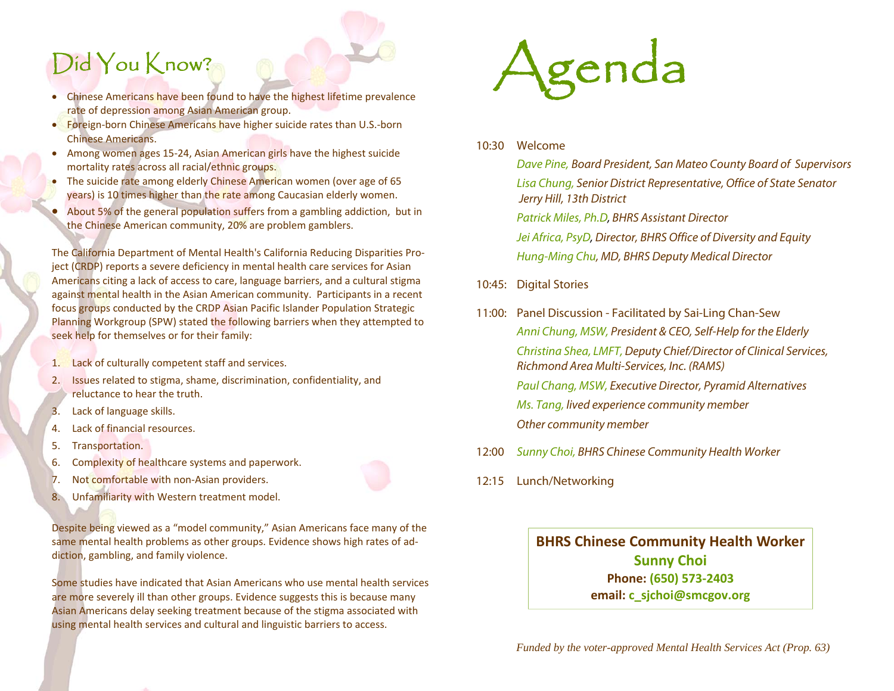# Did You Know?

- Chinese Americans have been found to have the highest lifetime prevalence rate of depression among Asian American group.
- Foreign-born Chinese Americans have higher suicide rates than U.S.-born Chinese Americans.
- Among women ages 15-24, Asian American girls have the highest suicide mortality rates across all racial/ethnic groups.
- The suicide rate among elderly Chinese American women (over age of 65 years) is 10 times higher than the rate among Caucasian elderly women.
- About 5% of the general population suffers from a gambling addiction, but in the Chinese American community, 20% are problem gamblers.

The California Department of Mental Health's California Reducing Disparities Project (CRDP) reports a severe deficiency in mental health care services for Asian Americans citing a lack of access to care, language barriers, and a cultural stigma against mental health in the Asian American community. Participants in a recent focus groups conducted by the CRDP Asian Pacific Islander Population Strategic Planning Workgroup (SPW) stated the following barriers when they attempted to seek help for themselves or for their family:

1. Lack of culturally competent staff and services.
2. Issues related to stigma, shame, discrimination, confidentiality, and reluctance to hear the truth.
3. Lack of language skills.
4. Lack of financial resources.
5. Transportation.
6. Complexity of healthcare systems and paperwork.
7. Not comfortable with non-Asian providers.
8. Unfamiliarity with Western treatment model.

Despite being viewed as a "model community," Asian Americans face many of the same mental health problems as other groups. Evidence shows high rates of addiction, gambling, and family violence.

Some studies have indicated that Asian Americans who use mental health services are more severely ill than other groups. Evidence suggests this is because many Asian Americans delay seeking treatment because of the stigma associated with using mental health services and cultural and linguistic barriers to access.

# Agenda

10:30 Welcome

*Dave Pine, Board President, San Mateo County Board of Supervisors*

*Lisa Chung, Senior District Representative, Office of State Senator Jerry Hill, 13th District*

*Patrick Miles, Ph.D, BHRS Assistant Director*

*Jei Africa, PsyD, Director, BHRS Office of Diversity and Equity*

*Hung-Ming Chu, MD, BHRS Deputy Medical Director*

10:45: Digital Stories

11:00: Panel Discussion - Facilitated by Sai-Ling Chan-Sew

*Anni Chung, MSW, President & CEO, Self-Help for the Elderly*

*Christina Shea, LMFT, Deputy Chief/Director of Clinical Services, Richmond Area Multi-Services, Inc. (RAMS)*

*Paul Chang, MSW, Executive Director, Pyramid Alternatives*

*Ms. Tang, lived experience community member*

*Other community member*

12:00 *Sunny Choi, BHRS Chinese Community Health Worker*

12:15 Lunch/Networking

**BHRS Chinese Community Health Worker**
**Sunny Choi**
**Phone: (650) 573-2403**
**email: c_sjchoi@smcgov.org**

*Funded by the voter-approved Mental Health Services Act (Prop. 63)*